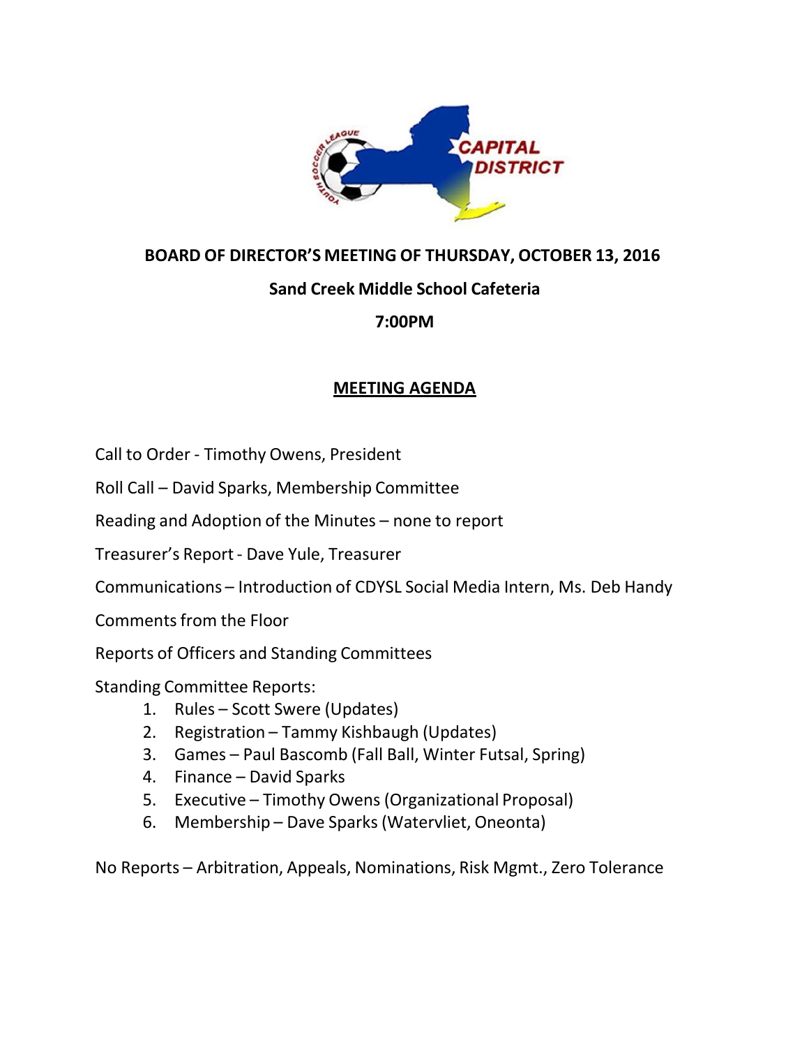**BOARD OF DIRECTOR'S MEETING OF THURSDAY, OCTOBER 13, 2016**

**Sand Creek Middle School Cafeteria**

**7:00PM**

## MEETING AGENDA

Call to Order - Timothy Owens, President

Roll Call – David Sparks, Membership Committee

Reading and Adoption of the Minutes – none to report

Treasurer's Report - Dave Yule, Treasurer

Communications – Introduction of CDYSL Social Media Intern, Ms. Deb Handy

Comments from the Floor

Reports of Officers and Standing Committees

Standing Committee Reports:

1. Rules – Scott Swere (Updates)
2. Registration – Tammy Kishbaugh (Updates)
3. Games – Paul Bascomb (Fall Ball, Winter Futsal, Spring)
4. Finance – David Sparks
5. Executive – Timothy Owens (Organizational Proposal)
6. Membership – Dave Sparks (Watervliet, Oneonta)

No Reports – Arbitration, Appeals, Nominations, Risk Mgmt., Zero Tolerance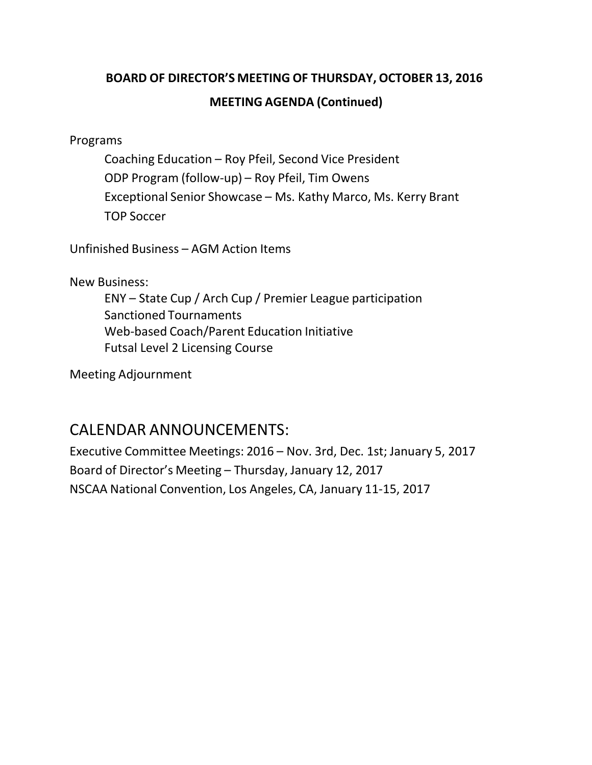**BOARD OF DIRECTOR'S MEETING OF THURSDAY, OCTOBER 13, 2016**

**MEETING AGENDA (Continued)**

Programs

- Coaching Education – Roy Pfeil, Second Vice President
- ODP Program (follow-up) – Roy Pfeil, Tim Owens
- Exceptional Senior Showcase – Ms. Kathy Marco, Ms. Kerry Brant
- TOP Soccer

Unfinished Business – AGM Action Items

New Business:

- ENY – State Cup / Arch Cup / Premier League participation
- Sanctioned Tournaments
- Web-based Coach/Parent Education Initiative
- Futsal Level 2 Licensing Course

Meeting Adjournment

## CALENDAR ANNOUNCEMENTS:

Executive Committee Meetings: 2016 – Nov. 3rd, Dec. 1st; January 5, 2017
Board of Director's Meeting – Thursday, January 12, 2017
NSCAA National Convention, Los Angeles, CA, January 11-15, 2017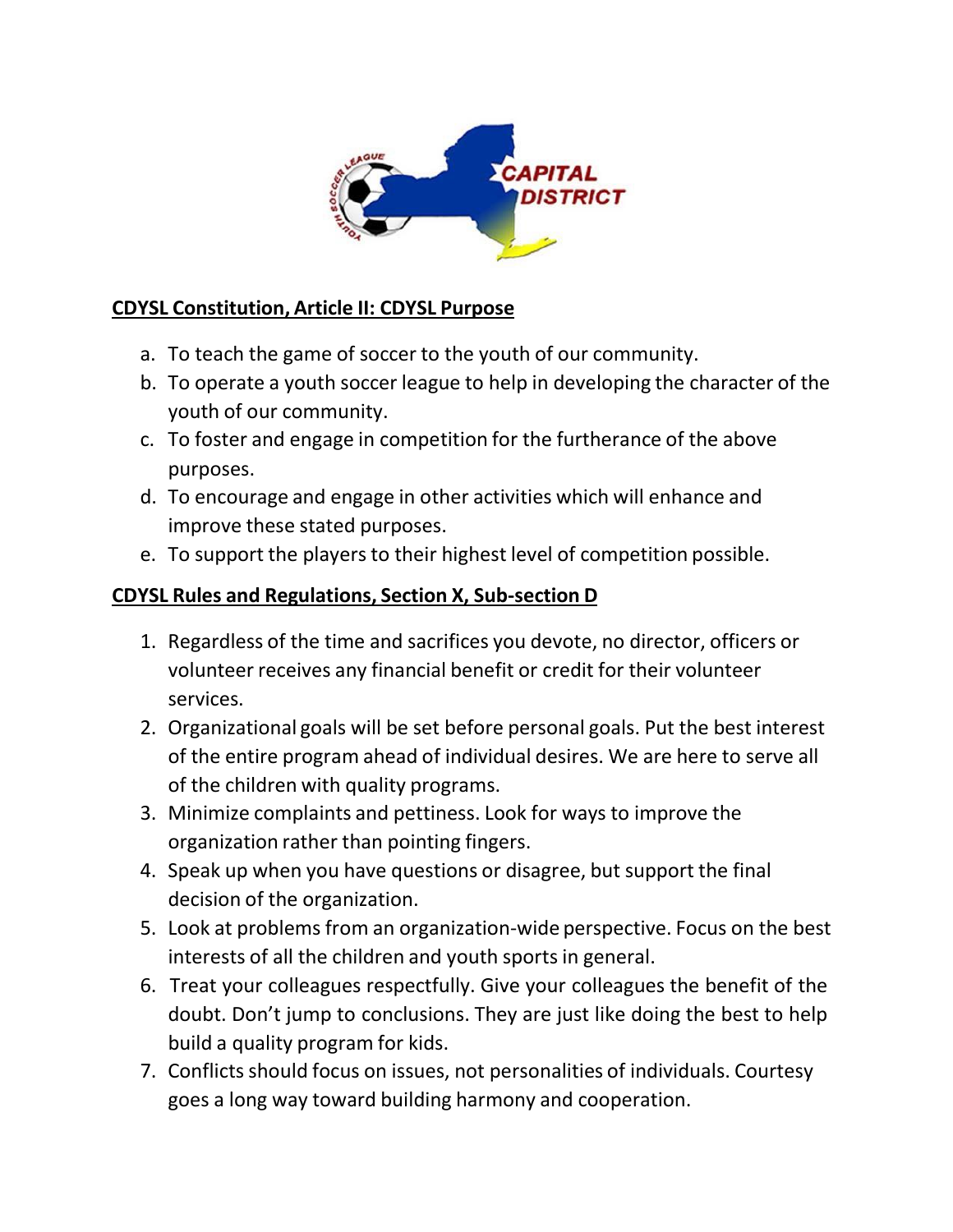**CDYSL Constitution, Article II: CDYSL Purpose**

a. To teach the game of soccer to the youth of our community.
b. To operate a youth soccer league to help in developing the character of the youth of our community.
c. To foster and engage in competition for the furtherance of the above purposes.
d. To encourage and engage in other activities which will enhance and improve these stated purposes.
e. To support the players to their highest level of competition possible.

**CDYSL Rules and Regulations, Section X, Sub-section D**

1. Regardless of the time and sacrifices you devote, no director, officers or volunteer receives any financial benefit or credit for their volunteer services.
2. Organizational goals will be set before personal goals. Put the best interest of the entire program ahead of individual desires. We are here to serve all of the children with quality programs.
3. Minimize complaints and pettiness. Look for ways to improve the organization rather than pointing fingers.
4. Speak up when you have questions or disagree, but support the final decision of the organization.
5. Look at problems from an organization-wide perspective. Focus on the best interests of all the children and youth sports in general.
6. Treat your colleagues respectfully. Give your colleagues the benefit of the doubt. Don't jump to conclusions. They are just like doing the best to help build a quality program for kids.
7. Conflicts should focus on issues, not personalities of individuals. Courtesy goes a long way toward building harmony and cooperation.